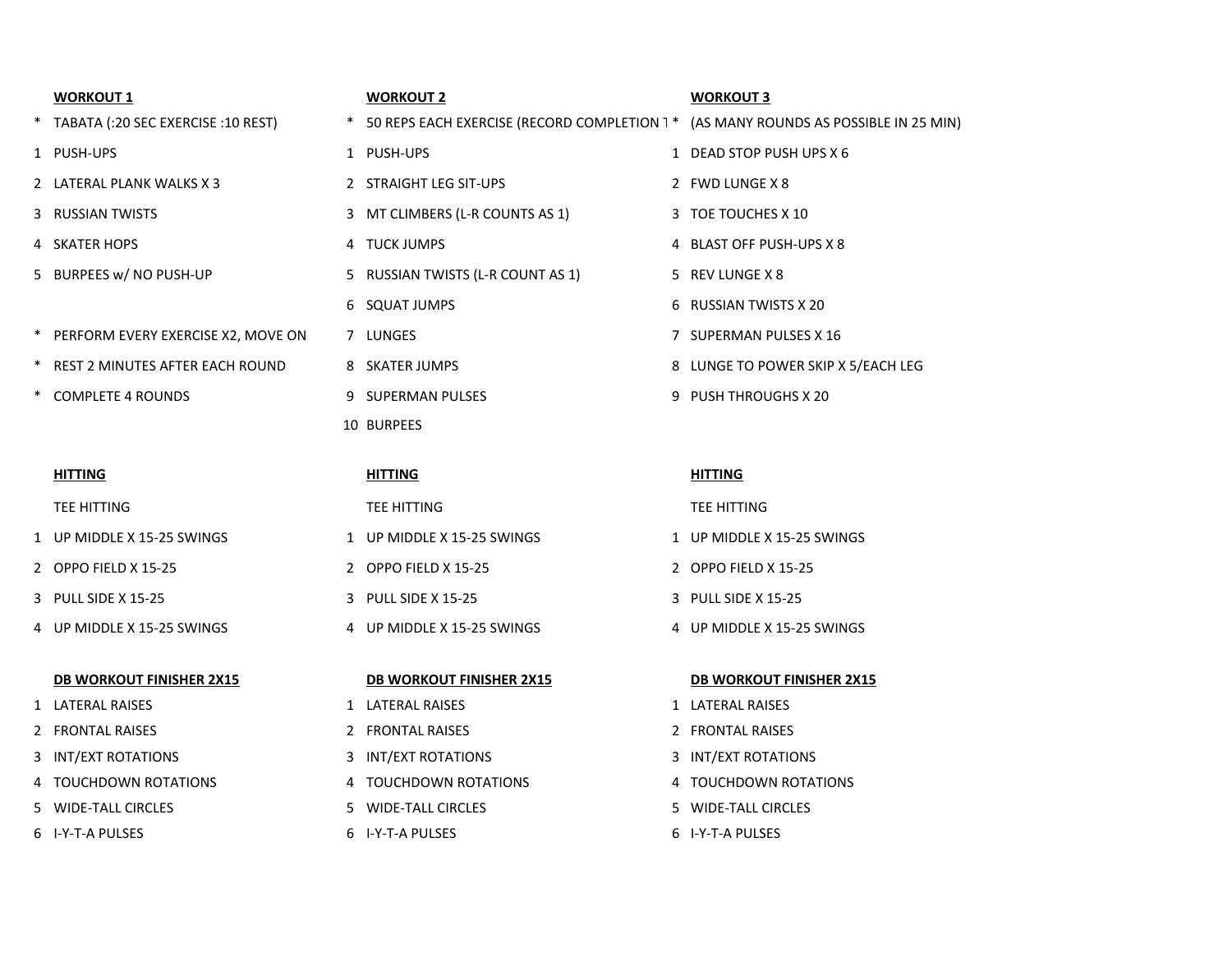## WORKOUT 1

\* TABATA (:20 SEC EXERCISE :10 REST)

1. PUSH-UPS
2. LATERAL PLANK WALKS X 3
3. RUSSIAN TWISTS
4. SKATER HOPS
5. BURPEES w/ NO PUSH-UP

\* PERFORM EVERY EXERCISE X2, MOVE ON

\* REST 2 MINUTES AFTER EACH ROUND

\* COMPLETE 4 ROUNDS

### HITTING

TEE HITTING

1. UP MIDDLE X 15-25 SWINGS
2. OPPO FIELD X 15-25
3. PULL SIDE X 15-25
4. UP MIDDLE X 15-25 SWINGS

### DB WORKOUT FINISHER 2X15

1. LATERAL RAISES
2. FRONTAL RAISES
3. INT/EXT ROTATIONS
4. TOUCHDOWN ROTATIONS
5. WIDE-TALL CIRCLES
6. I-Y-T-A PULSES

## WORKOUT 2

\* 50 REPS EACH EXERCISE (RECORD COMPLETION T

1. PUSH-UPS
2. STRAIGHT LEG SIT-UPS
3. MT CLIMBERS (L-R COUNTS AS 1)
4. TUCK JUMPS
5. RUSSIAN TWISTS (L-R COUNT AS 1)
6. SQUAT JUMPS
7. LUNGES
8. SKATER JUMPS
9. SUPERMAN PULSES
10. BURPEES

### HITTING

TEE HITTING

1. UP MIDDLE X 15-25 SWINGS
2. OPPO FIELD X 15-25
3. PULL SIDE X 15-25
4. UP MIDDLE X 15-25 SWINGS

### DB WORKOUT FINISHER 2X15

1. LATERAL RAISES
2. FRONTAL RAISES
3. INT/EXT ROTATIONS
4. TOUCHDOWN ROTATIONS
5. WIDE-TALL CIRCLES
6. I-Y-T-A PULSES

## WORKOUT 3

\* (AS MANY ROUNDS AS POSSIBLE IN 25 MIN)

1. DEAD STOP PUSH UPS X 6
2. FWD LUNGE X 8
3. TOE TOUCHES X 10
4. BLAST OFF PUSH-UPS X 8
5. REV LUNGE X 8
6. RUSSIAN TWISTS X 20
7. SUPERMAN PULSES X 16
8. LUNGE TO POWER SKIP X 5/EACH LEG
9. PUSH THROUGHS X 20

### HITTING

TEE HITTING

1. UP MIDDLE X 15-25 SWINGS
2. OPPO FIELD X 15-25
3. PULL SIDE X 15-25
4. UP MIDDLE X 15-25 SWINGS

### DB WORKOUT FINISHER 2X15

1. LATERAL RAISES
2. FRONTAL RAISES
3. INT/EXT ROTATIONS
4. TOUCHDOWN ROTATIONS
5. WIDE-TALL CIRCLES
6. I-Y-T-A PULSES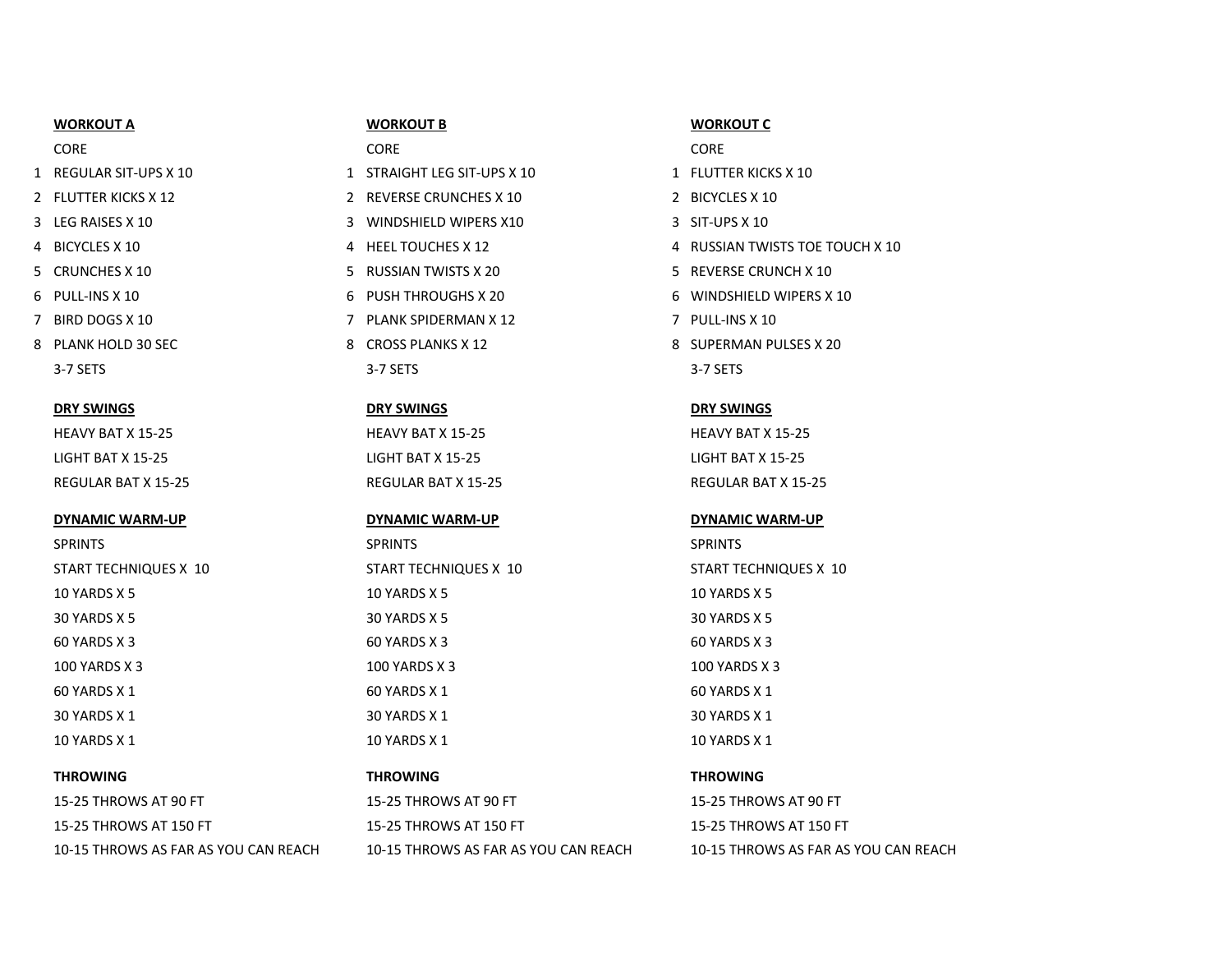## WORKOUT A

CORE

1. REGULAR SIT-UPS X 10
2. FLUTTER KICKS X 12
3. LEG RAISES X 10
4. BICYCLES X 10
5. CRUNCHES X 10
6. PULL-INS X 10
7. BIRD DOGS X 10
8. PLANK HOLD 30 SEC

3-7 SETS

**DRY SWINGS**

HEAVY BAT X 15-25
LIGHT BAT X 15-25
REGULAR BAT X 15-25

**DYNAMIC WARM-UP**

SPRINTS
START TECHNIQUES X 10
10 YARDS X 5
30 YARDS X 5
60 YARDS X 3
100 YARDS X 3
60 YARDS X 1
30 YARDS X 1
10 YARDS X 1

**THROWING**

15-25 THROWS AT 90 FT
15-25 THROWS AT 150 FT
10-15 THROWS AS FAR AS YOU CAN REACH

## WORKOUT B

CORE

1. STRAIGHT LEG SIT-UPS X 10
2. REVERSE CRUNCHES X 10
3. WINDSHIELD WIPERS X10
4. HEEL TOUCHES X 12
5. RUSSIAN TWISTS X 20
6. PUSH THROUGHS X 20
7. PLANK SPIDERMAN X 12
8. CROSS PLANKS X 12

3-7 SETS

**DRY SWINGS**

HEAVY BAT X 15-25
LIGHT BAT X 15-25
REGULAR BAT X 15-25

**DYNAMIC WARM-UP**

SPRINTS
START TECHNIQUES X 10
10 YARDS X 5
30 YARDS X 5
60 YARDS X 3
100 YARDS X 3
60 YARDS X 1
30 YARDS X 1
10 YARDS X 1

**THROWING**

15-25 THROWS AT 90 FT
15-25 THROWS AT 150 FT
10-15 THROWS AS FAR AS YOU CAN REACH

## WORKOUT C

CORE

1. FLUTTER KICKS X 10
2. BICYCLES X 10
3. SIT-UPS X 10
4. RUSSIAN TWISTS TOE TOUCH X 10
5. REVERSE CRUNCH X 10
6. WINDSHIELD WIPERS X 10
7. PULL-INS X 10
8. SUPERMAN PULSES X 20

3-7 SETS

**DRY SWINGS**

HEAVY BAT X 15-25
LIGHT BAT X 15-25
REGULAR BAT X 15-25

**DYNAMIC WARM-UP**

SPRINTS
START TECHNIQUES X 10
10 YARDS X 5
30 YARDS X 5
60 YARDS X 3
100 YARDS X 3
60 YARDS X 1
30 YARDS X 1
10 YARDS X 1

**THROWING**

15-25 THROWS AT 90 FT
15-25 THROWS AT 150 FT
10-15 THROWS AS FAR AS YOU CAN REACH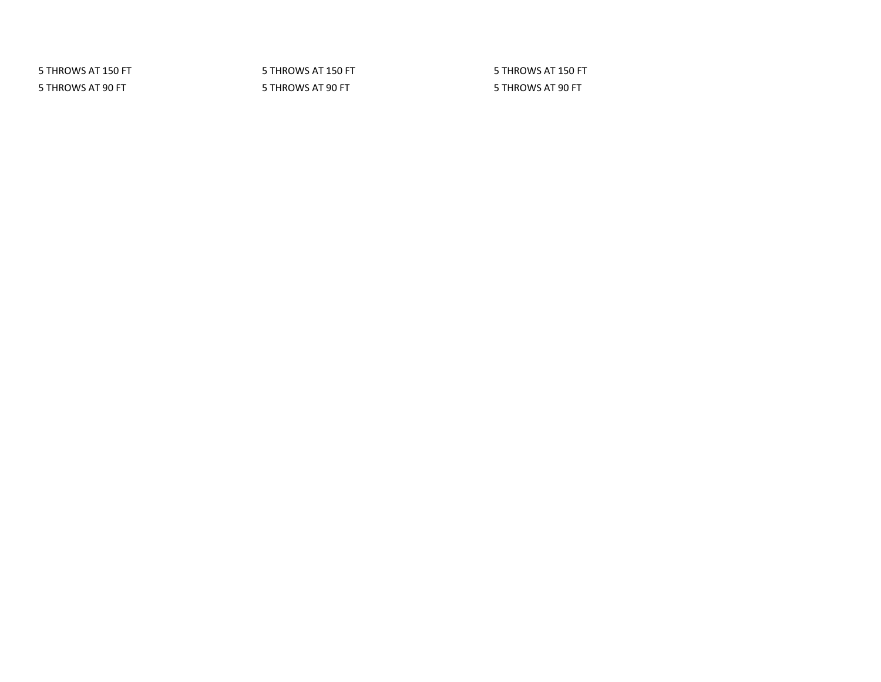| | | |
|---|---|---|
| 5 THROWS AT 150 FT | 5 THROWS AT 150 FT | 5 THROWS AT 150 FT |
| 5 THROWS AT 90 FT | 5 THROWS AT 90 FT | 5 THROWS AT 90 FT |